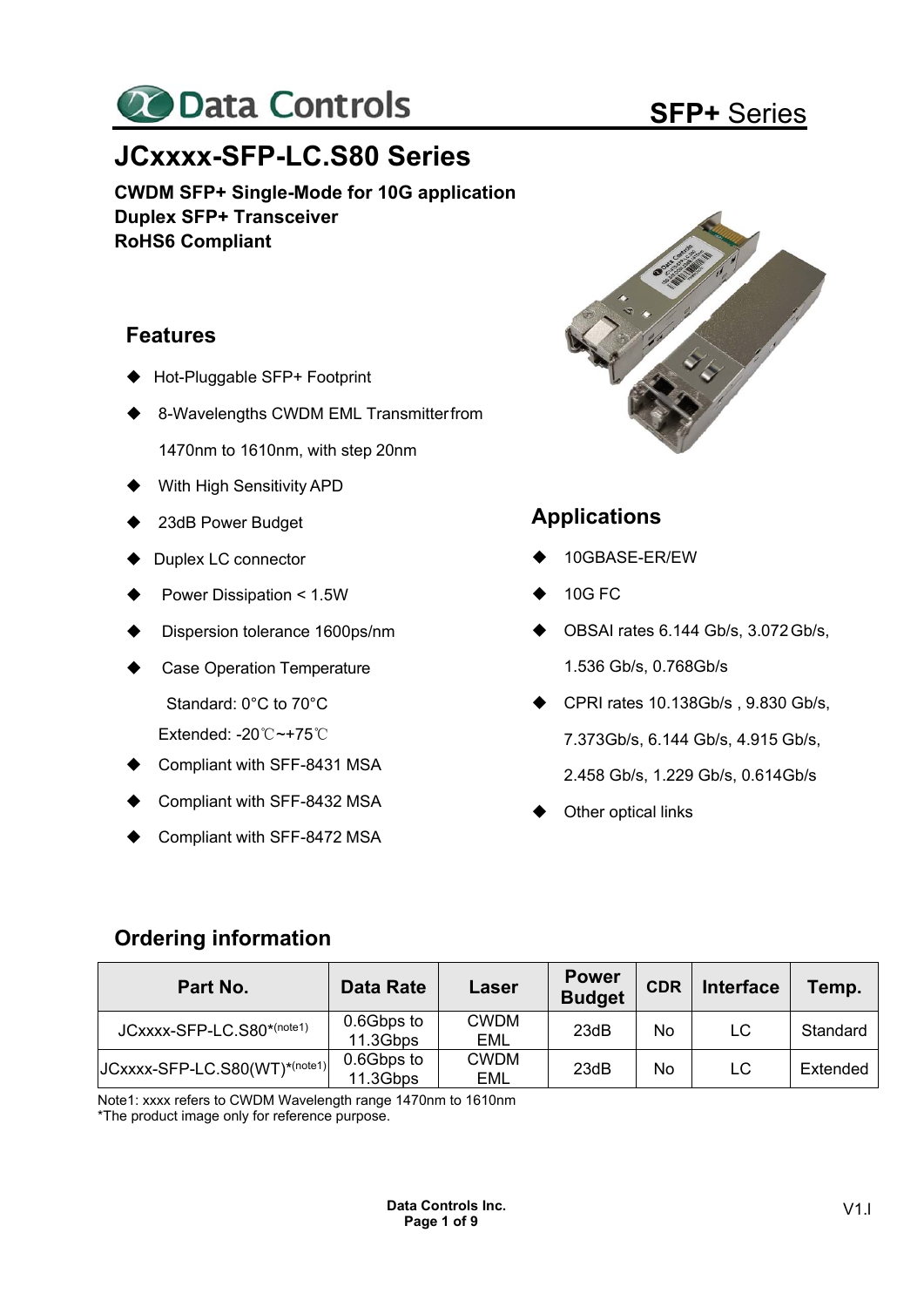Data Controls

SFP+ Series

# JCxxxx-SFP-LC.S80 Series

**CWDM SFP+ Single-Mode for 10G application**
**Duplex SFP+ Transceiver**
**RoHS6 Compliant**

## Features

- Hot-Pluggable SFP+ Footprint
- 8-Wavelengths CWDM EML Transmitter from 1470nm to 1610nm, with step 20nm
- With High Sensitivity APD
- 23dB Power Budget
- Duplex LC connector
- Power Dissipation < 1.5W
- Dispersion tolerance 1600ps/nm
- Case Operation Temperature
  Standard: 0°C to 70°C
  Extended: -20℃~+75℃
- Compliant with SFF-8431 MSA
- Compliant with SFF-8432 MSA
- Compliant with SFF-8472 MSA

## Applications

- 10GBASE-ER/EW
- 10G FC
- OBSAI rates 6.144 Gb/s, 3.072 Gb/s, 1.536 Gb/s, 0.768Gb/s
- CPRI rates 10.138Gb/s , 9.830 Gb/s, 7.373Gb/s, 6.144 Gb/s, 4.915 Gb/s, 2.458 Gb/s, 1.229 Gb/s, 0.614Gb/s
- Other optical links

## Ordering information

| Part No. | Data Rate | Laser | Power Budget | CDR | Interface | Temp. |
|---|---|---|---|---|---|---|
| JCxxxx-SFP-LC.S80*(note1) | 0.6Gbps to 11.3Gbps | CWDM EML | 23dB | No | LC | Standard |
| JCxxxx-SFP-LC.S80(WT)*(note1) | 0.6Gbps to 11.3Gbps | CWDM EML | 23dB | No | LC | Extended |

Note1: xxxx refers to CWDM Wavelength range 1470nm to 1610nm
*The product image only for reference purpose.

Data Controls Inc.

V1.I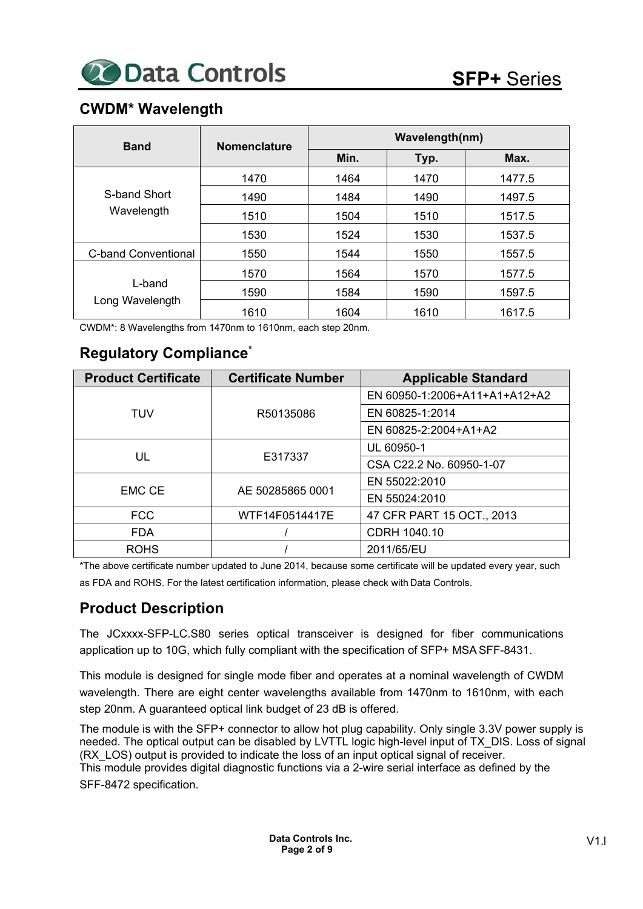## CWDM* Wavelength

| Band | Nomenclature | Wavelength(nm) | | |
|---|---|---|---|---|
| | | Min. | Typ. | Max. |
| S-band Short Wavelength | 1470 | 1464 | 1470 | 1477.5 |
| | 1490 | 1484 | 1490 | 1497.5 |
| | 1510 | 1504 | 1510 | 1517.5 |
| | 1530 | 1524 | 1530 | 1537.5 |
| C-band Conventional | 1550 | 1544 | 1550 | 1557.5 |
| L-band Long Wavelength | 1570 | 1564 | 1570 | 1577.5 |
| | 1590 | 1584 | 1590 | 1597.5 |
| | 1610 | 1604 | 1610 | 1617.5 |

CWDM*: 8 Wavelengths from 1470nm to 1610nm, each step 20nm.

## Regulatory Compliance*

| Product Certificate | Certificate Number | Applicable Standard |
|---|---|---|
| TUV | R50135086 | EN 60950-1:2006+A11+A1+A12+A2 |
| | | EN 60825-1:2014 |
| | | EN 60825-2:2004+A1+A2 |
| UL | E317337 | UL 60950-1 |
| | | CSA C22.2 No. 60950-1-07 |
| EMC CE | AE 50285865 0001 | EN 55022:2010 |
| | | EN 55024:2010 |
| FCC | WTF14F0514417E | 47 CFR PART 15 OCT., 2013 |
| FDA | / | CDRH 1040.10 |
| ROHS | / | 2011/65/EU |

*The above certificate number updated to June 2014, because some certificate will be updated every year, such as FDA and ROHS. For the latest certification information, please check with Data Controls.

## Product Description

The JCxxxx-SFP-LC.S80 series optical transceiver is designed for fiber communications application up to 10G, which fully compliant with the specification of SFP+ MSA SFF-8431.

This module is designed for single mode fiber and operates at a nominal wavelength of CWDM wavelength. There are eight center wavelengths available from 1470nm to 1610nm, with each step 20nm. A guaranteed optical link budget of 23 dB is offered.

The module is with the SFP+ connector to allow hot plug capability. Only single 3.3V power supply is needed. The optical output can be disabled by LVTTL logic high-level input of TX_DIS. Loss of signal (RX_LOS) output is provided to indicate the loss of an input optical signal of receiver.
This module provides digital diagnostic functions via a 2-wire serial interface as defined by the SFF-8472 specification.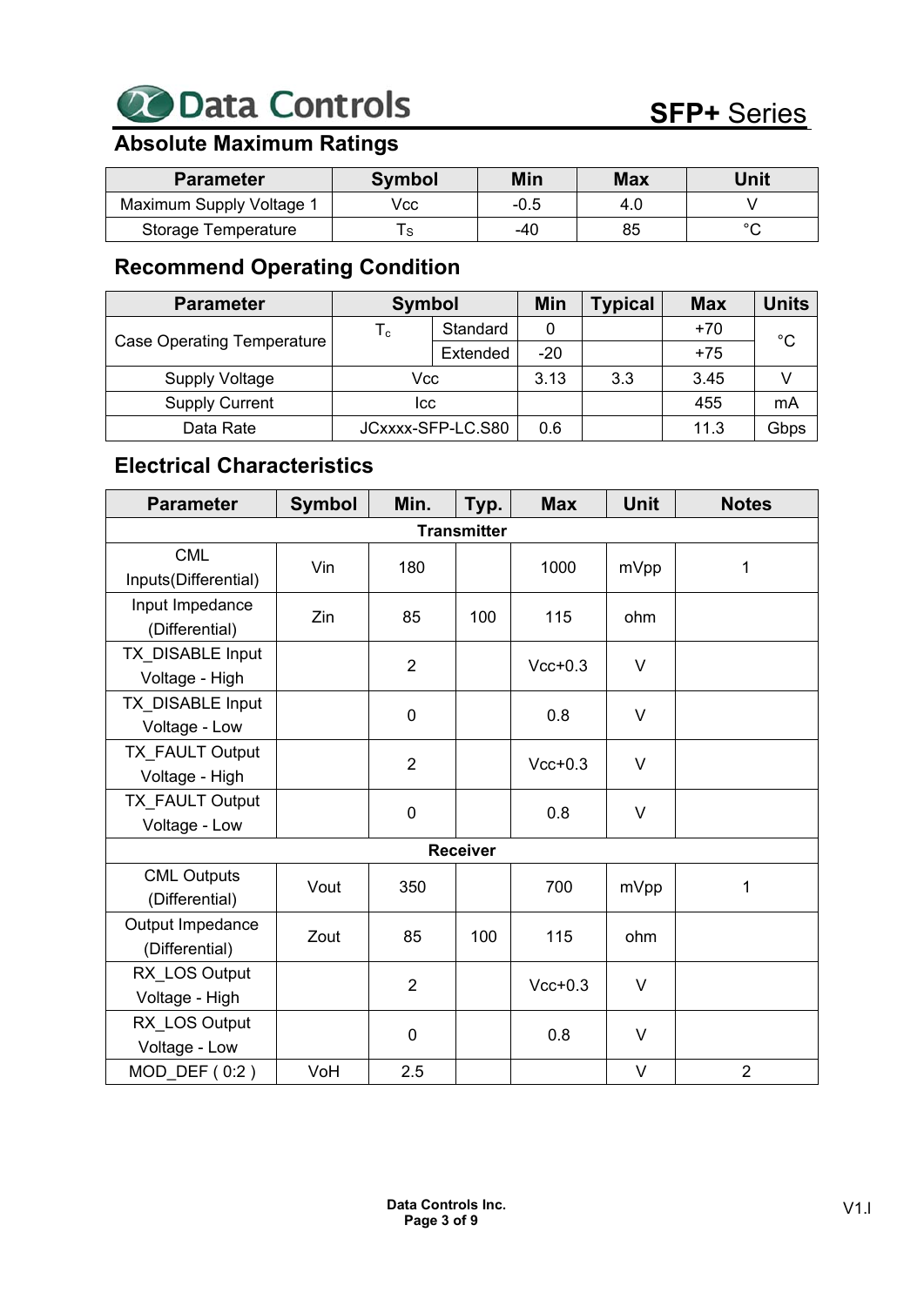## Absolute Maximum Ratings

| Parameter | Symbol | Min | Max | Unit |
|---|---|---|---|---|
| Maximum Supply Voltage 1 | Vcc | -0.5 | 4.0 | V |
| Storage Temperature | $T_S$ | -40 | 85 | °C |

## Recommend Operating Condition

| Parameter | Symbol | | Min | Typical | Max | Units |
|---|---|---|---|---|---|---|
| Case Operating Temperature | $T_c$ | Standard | 0 | | +70 | °C |
| | | Extended | -20 | | +75 | |
| Supply Voltage | Vcc | | 3.13 | 3.3 | 3.45 | V |
| Supply Current | Icc | | | | 455 | mA |
| Data Rate | JCxxxx-SFP-LC.S80 | | 0.6 | | 11.3 | Gbps |

## Electrical Characteristics

| Parameter | Symbol | Min. | Typ. | Max | Unit | Notes |
|---|---|---|---|---|---|---|
| **Transmitter** | | | | | | |
| CML Inputs(Differential) | Vin | 180 | | 1000 | mVpp | 1 |
| Input Impedance (Differential) | Zin | 85 | 100 | 115 | ohm | |
| TX_DISABLE Input Voltage - High | | 2 | | Vcc+0.3 | V | |
| TX_DISABLE Input Voltage - Low | | 0 | | 0.8 | V | |
| TX_FAULT Output Voltage - High | | 2 | | Vcc+0.3 | V | |
| TX_FAULT Output Voltage - Low | | 0 | | 0.8 | V | |
| **Receiver** | | | | | | |
| CML Outputs (Differential) | Vout | 350 | | 700 | mVpp | 1 |
| Output Impedance (Differential) | Zout | 85 | 100 | 115 | ohm | |
| RX_LOS Output Voltage - High | | 2 | | Vcc+0.3 | V | |
| RX_LOS Output Voltage - Low | | 0 | | 0.8 | V | |
| MOD_DEF ( 0:2 ) | VoH | 2.5 | | | V | 2 |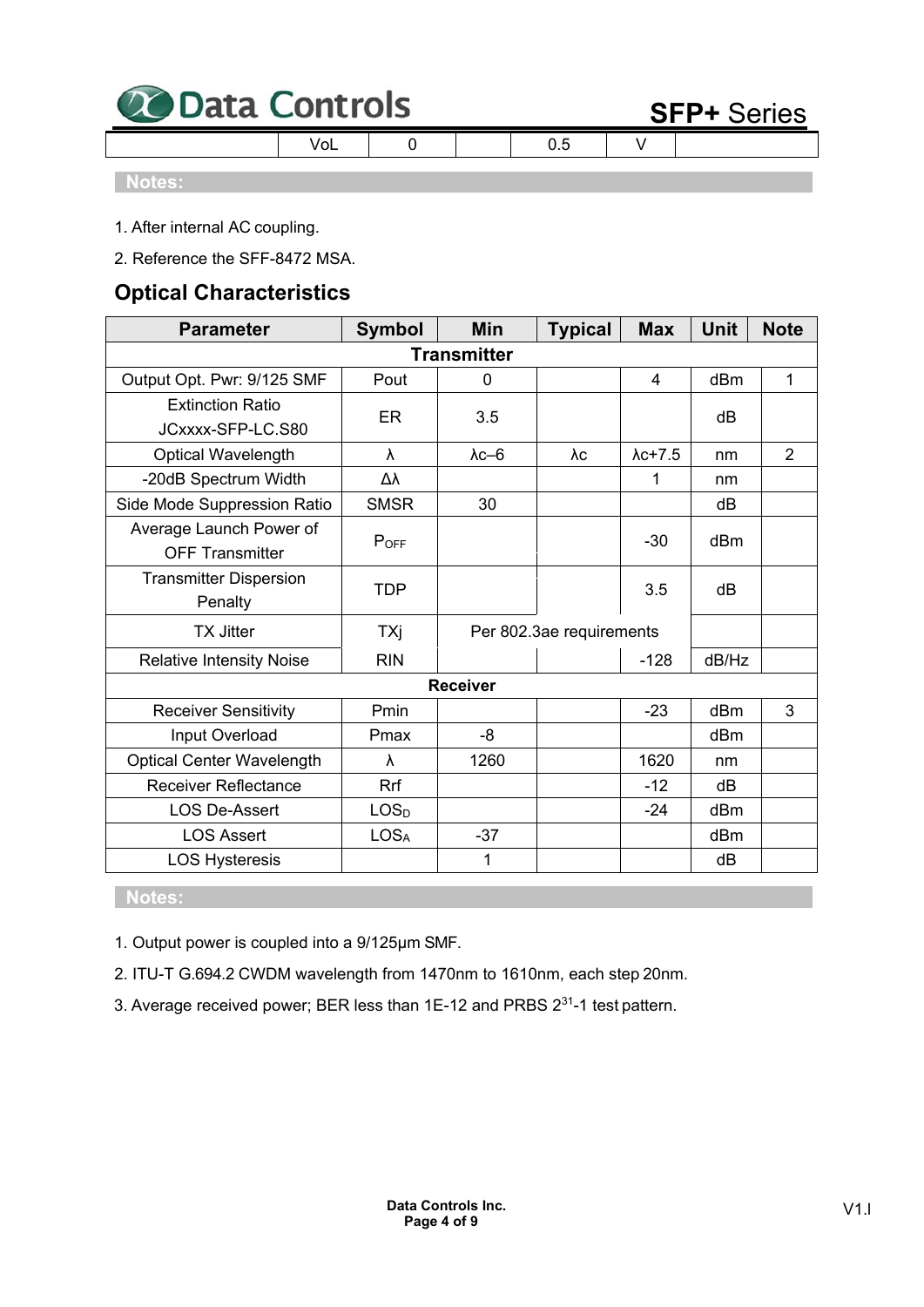| | VoL | 0 | | 0.5 | V | |
|---|---|---|---|---|---|---|

**Notes:**

1. After internal AC coupling.
2. Reference the SFF-8472 MSA.

## Optical Characteristics

| Parameter | Symbol | Min | Typical | Max | Unit | Note |
|---|---|---|---|---|---|---|
| **Transmitter** | | | | | | |
| Output Opt. Pwr: 9/125 SMF | Pout | 0 | | 4 | dBm | 1 |
| Extinction Ratio JCxxxx-SFP-LC.S80 | ER | 3.5 | | | dB | |
| Optical Wavelength | λ | λc–6 | λc | λc+7.5 | nm | 2 |
| -20dB Spectrum Width | Δλ | | | 1 | nm | |
| Side Mode Suppression Ratio | SMSR | 30 | | | dB | |
| Average Launch Power of OFF Transmitter | $P_{OFF}$ | | | -30 | dBm | |
| Transmitter Dispersion Penalty | TDP | | | 3.5 | dB | |
| TX Jitter | TXj | Per 802.3ae requirements | | | | |
| Relative Intensity Noise | RIN | | | -128 | dB/Hz | |
| **Receiver** | | | | | | |
| Receiver Sensitivity | Pmin | | | -23 | dBm | 3 |
| Input Overload | Pmax | -8 | | | dBm | |
| Optical Center Wavelength | λ | 1260 | | 1620 | nm | |
| Receiver Reflectance | Rrf | | | -12 | dB | |
| LOS De-Assert | $LOS_D$ | | | -24 | dBm | |
| LOS Assert | $LOS_A$ | -37 | | | dBm | |
| LOS Hysteresis | | 1 | | | dB | |

**Notes:**

1. Output power is coupled into a 9/125μm SMF.
2. ITU-T G.694.2 CWDM wavelength from 1470nm to 1610nm, each step 20nm.
3. Average received power; BER less than 1E-12 and PRBS $2^{31}$-1 test pattern.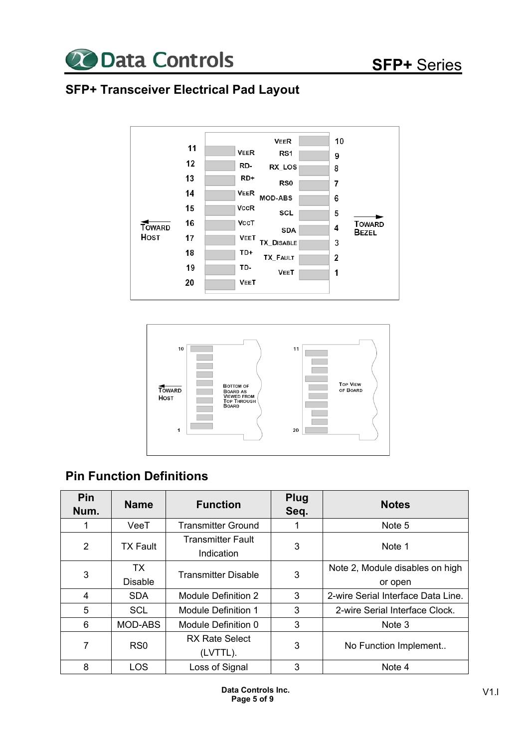## SFP+ Transceiver Electrical Pad Layout

| Pin | Name | | Name | Pin |
|---|---|---|---|---|
| | | | VeeR | 10 |
| 11 | VeeR | | RS1 | 9 |
| 12 | RD- | | RX_LOS | 8 |
| 13 | RD+ | | RS0 | 7 |
| 14 | VeeR | | MOD-ABS | 6 |
| 15 | VccR | | SCL | 5 |
| 16 | VccT | | SDA | 4 |
| 17 | VeeT | | TX_Disable | 3 |
| 18 | TD+ | | TX_Fault | 2 |
| 19 | TD- | | VeeT | 1 |
| 20 | VeeT | | | |

Toward Host ← → Toward Bezel

Toward Host

Bottom of Board as Viewed From Top Through Board (pins 10 to 1)

Top View of Board (pins 11 to 20)

## Pin Function Definitions

| Pin Num. | Name | Function | Plug Seq. | Notes |
|---|---|---|---|---|
| 1 | VeeT | Transmitter Ground | 1 | Note 5 |
| 2 | TX Fault | Transmitter Fault Indication | 3 | Note 1 |
| 3 | TX Disable | Transmitter Disable | 3 | Note 2, Module disables on high or open |
| 4 | SDA | Module Definition 2 | 3 | 2-wire Serial Interface Data Line. |
| 5 | SCL | Module Definition 1 | 3 | 2-wire Serial Interface Clock. |
| 6 | MOD-ABS | Module Definition 0 | 3 | Note 3 |
| 7 | RS0 | RX Rate Select (LVTTL). | 3 | No Function Implement.. |
| 8 | LOS | Loss of Signal | 3 | Note 4 |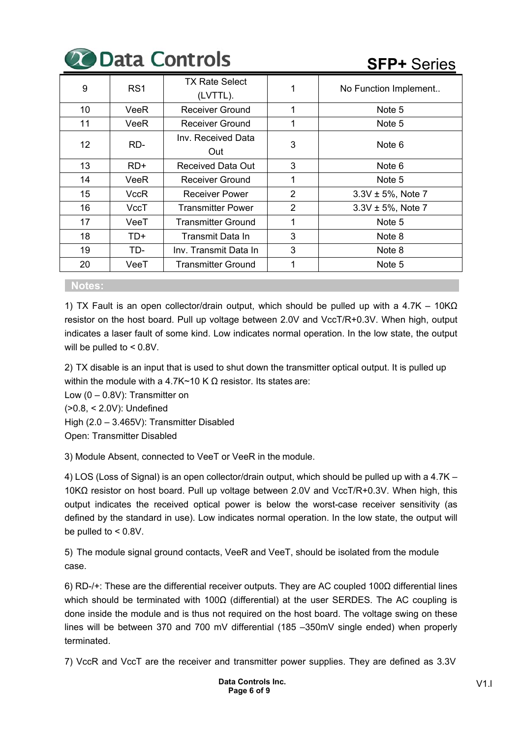| 9 | RS1 | TX Rate Select (LVTTL). | 1 | No Function Implement.. |
|---|---|---|---|---|
| 10 | VeeR | Receiver Ground | 1 | Note 5 |
| 11 | VeeR | Receiver Ground | 1 | Note 5 |
| 12 | RD- | Inv. Received Data Out | 3 | Note 6 |
| 13 | RD+ | Received Data Out | 3 | Note 6 |
| 14 | VeeR | Receiver Ground | 1 | Note 5 |
| 15 | VccR | Receiver Power | 2 | 3.3V ± 5%, Note 7 |
| 16 | VccT | Transmitter Power | 2 | 3.3V ± 5%, Note 7 |
| 17 | VeeT | Transmitter Ground | 1 | Note 5 |
| 18 | TD+ | Transmit Data In | 3 | Note 8 |
| 19 | TD- | Inv. Transmit Data In | 3 | Note 8 |
| 20 | VeeT | Transmitter Ground | 1 | Note 5 |

**Notes:**

1) TX Fault is an open collector/drain output, which should be pulled up with a 4.7K – 10KΩ resistor on the host board. Pull up voltage between 2.0V and VccT/R+0.3V. When high, output indicates a laser fault of some kind. Low indicates normal operation. In the low state, the output will be pulled to < 0.8V.

2) TX disable is an input that is used to shut down the transmitter optical output. It is pulled up within the module with a 4.7K~10 K Ω resistor. Its states are:
Low (0 – 0.8V): Transmitter on
(>0.8, < 2.0V): Undefined
High (2.0 – 3.465V): Transmitter Disabled
Open: Transmitter Disabled

3) Module Absent, connected to VeeT or VeeR in the module.

4) LOS (Loss of Signal) is an open collector/drain output, which should be pulled up with a 4.7K – 10KΩ resistor on host board. Pull up voltage between 2.0V and VccT/R+0.3V. When high, this output indicates the received optical power is below the worst-case receiver sensitivity (as defined by the standard in use). Low indicates normal operation. In the low state, the output will be pulled to < 0.8V.

5) The module signal ground contacts, VeeR and VeeT, should be isolated from the module case.

6) RD-/+: These are the differential receiver outputs. They are AC coupled 100Ω differential lines which should be terminated with 100Ω (differential) at the user SERDES. The AC coupling is done inside the module and is thus not required on the host board. The voltage swing on these lines will be between 370 and 700 mV differential (185 –350mV single ended) when properly terminated.

7) VccR and VccT are the receiver and transmitter power supplies. They are defined as 3.3V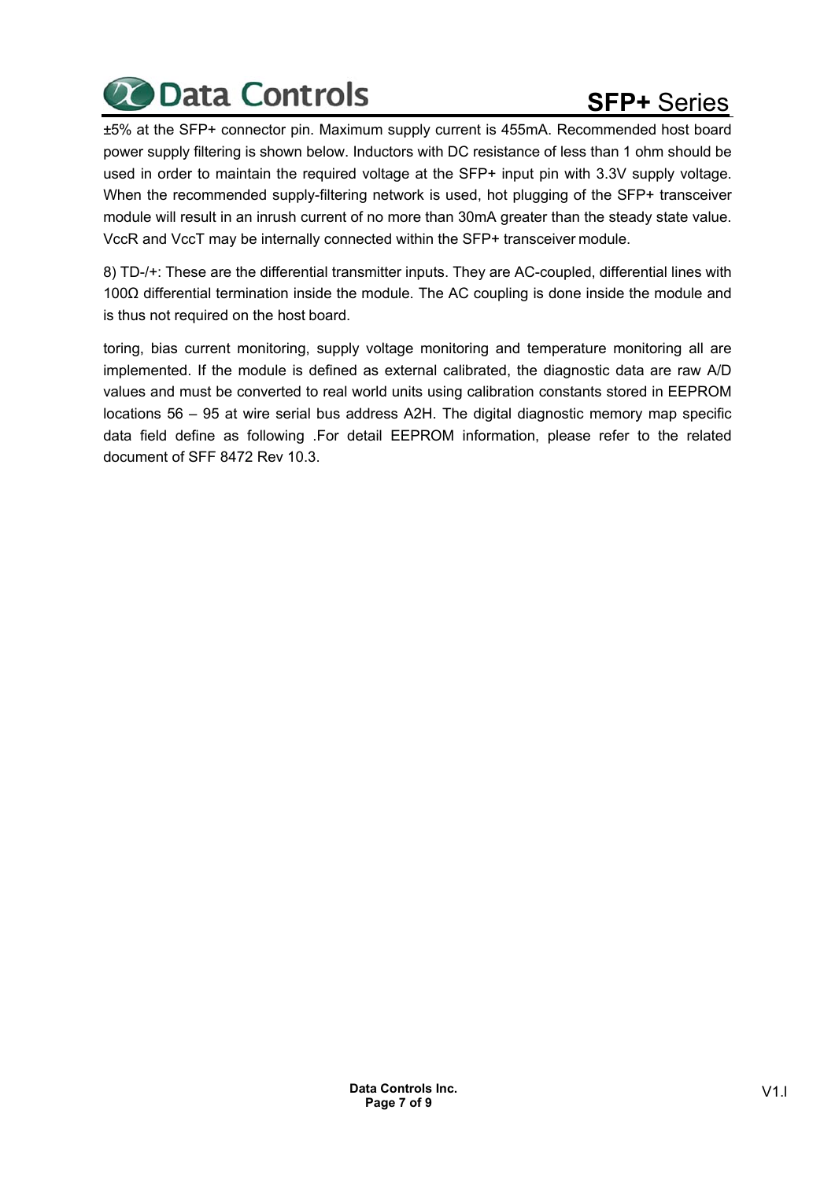±5% at the SFP+ connector pin. Maximum supply current is 455mA. Recommended host board power supply filtering is shown below. Inductors with DC resistance of less than 1 ohm should be used in order to maintain the required voltage at the SFP+ input pin with 3.3V supply voltage. When the recommended supply-filtering network is used, hot plugging of the SFP+ transceiver module will result in an inrush current of no more than 30mA greater than the steady state value. VccR and VccT may be internally connected within the SFP+ transceiver module.

8) TD-/+: These are the differential transmitter inputs. They are AC-coupled, differential lines with 100Ω differential termination inside the module. The AC coupling is done inside the module and is thus not required on the host board.

toring, bias current monitoring, supply voltage monitoring and temperature monitoring all are implemented. If the module is defined as external calibrated, the diagnostic data are raw A/D values and must be converted to real world units using calibration constants stored in EEPROM locations 56 – 95 at wire serial bus address A2H. The digital diagnostic memory map specific data field define as following .For detail EEPROM information, please refer to the related document of SFF 8472 Rev 10.3.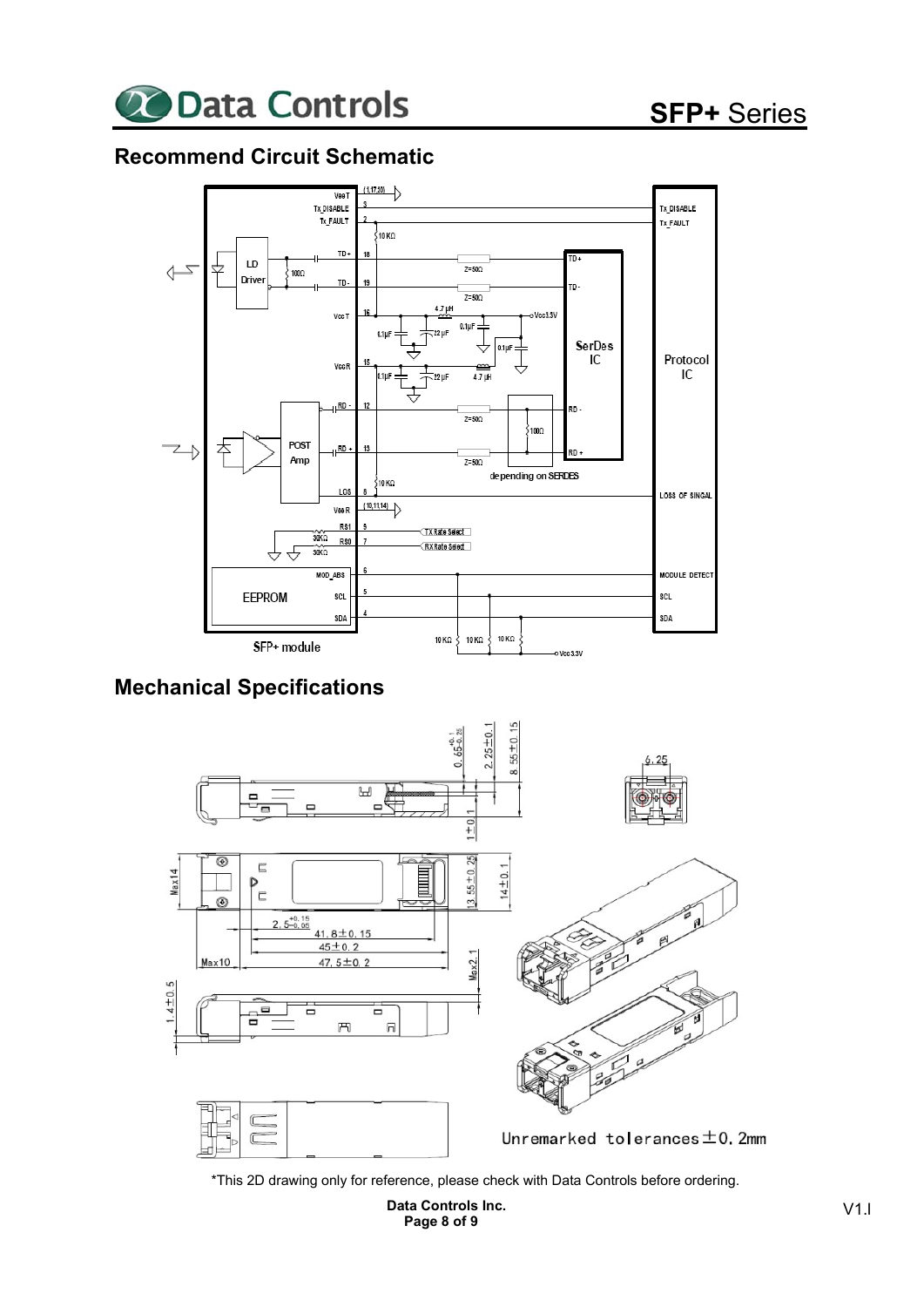## Recommend Circuit Schematic

## Mechanical Specifications

Unremarked tolerances±0.2mm

*This 2D drawing only for reference, please check with Data Controls before ordering.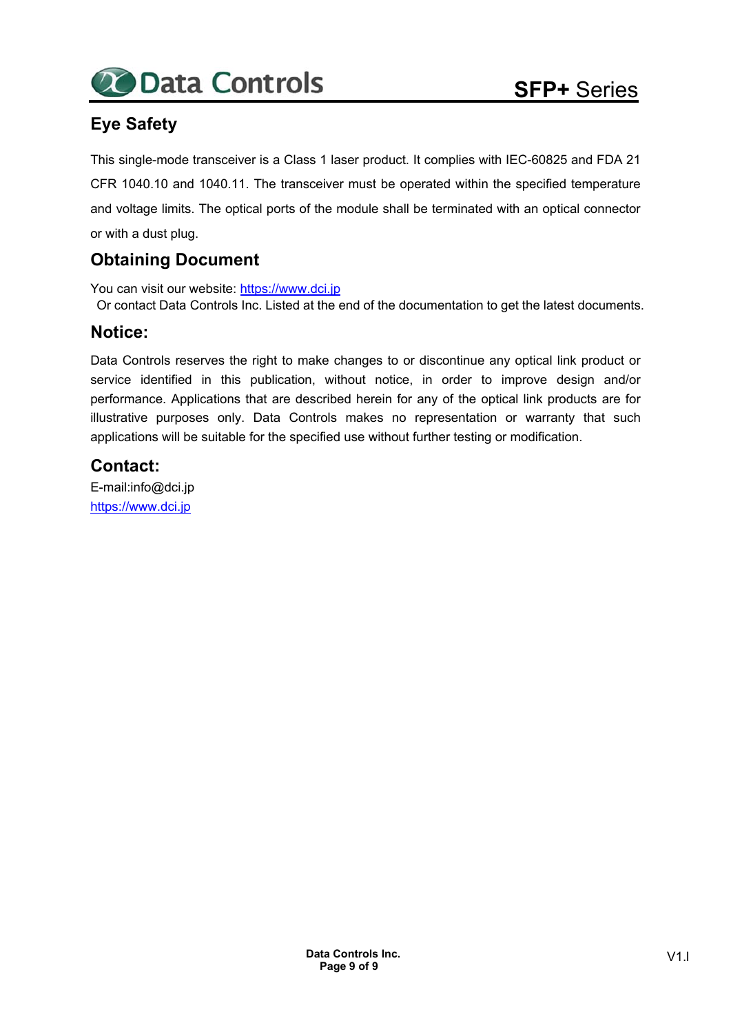## Eye Safety

This single-mode transceiver is a Class 1 laser product. It complies with IEC-60825 and FDA 21 CFR 1040.10 and 1040.11. The transceiver must be operated within the specified temperature and voltage limits. The optical ports of the module shall be terminated with an optical connector or with a dust plug.

## Obtaining Document

You can visit our website: https://www.dci.jp

Or contact Data Controls Inc. Listed at the end of the documentation to get the latest documents.

## Notice:

Data Controls reserves the right to make changes to or discontinue any optical link product or service identified in this publication, without notice, in order to improve design and/or performance. Applications that are described herein for any of the optical link products are for illustrative purposes only. Data Controls makes no representation or warranty that such applications will be suitable for the specified use without further testing or modification.

## Contact:

E-mail:info@dci.jp

https://www.dci.jp